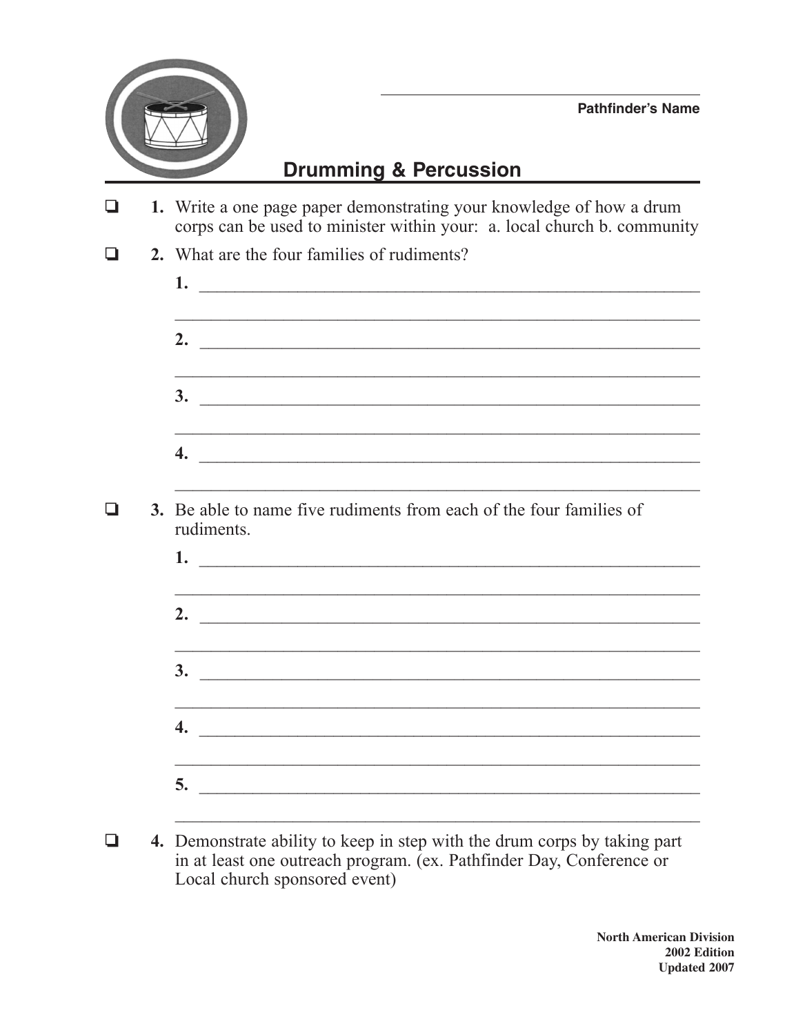Pathfinder's Name

# Drumming & Percussion

- ☐ **1.** Write a one page paper demonstrating your knowledge of how a drum corps can be used to minister within your: a. local church b. community

- ☐ **2.** What are the four families of rudiments?

  **1.** ____________________________________________________________

  ____________________________________________________________

  **2.** ____________________________________________________________

  ____________________________________________________________

  **3.** ____________________________________________________________

  ____________________________________________________________

  **4.** ____________________________________________________________

  ____________________________________________________________

- ☐ **3.** Be able to name five rudiments from each of the four families of rudiments.

  **1.** ____________________________________________________________

  ____________________________________________________________

  **2.** ____________________________________________________________

  ____________________________________________________________

  **3.** ____________________________________________________________

  ____________________________________________________________

  **4.** ____________________________________________________________

  ____________________________________________________________

  **5.** ____________________________________________________________

  ____________________________________________________________

- ☐ **4.** Demonstrate ability to keep in step with the drum corps by taking part in at least one outreach program. (ex. Pathfinder Day, Conference or Local church sponsored event)

**North American Division**
**2002 Edition**
**Updated 2007**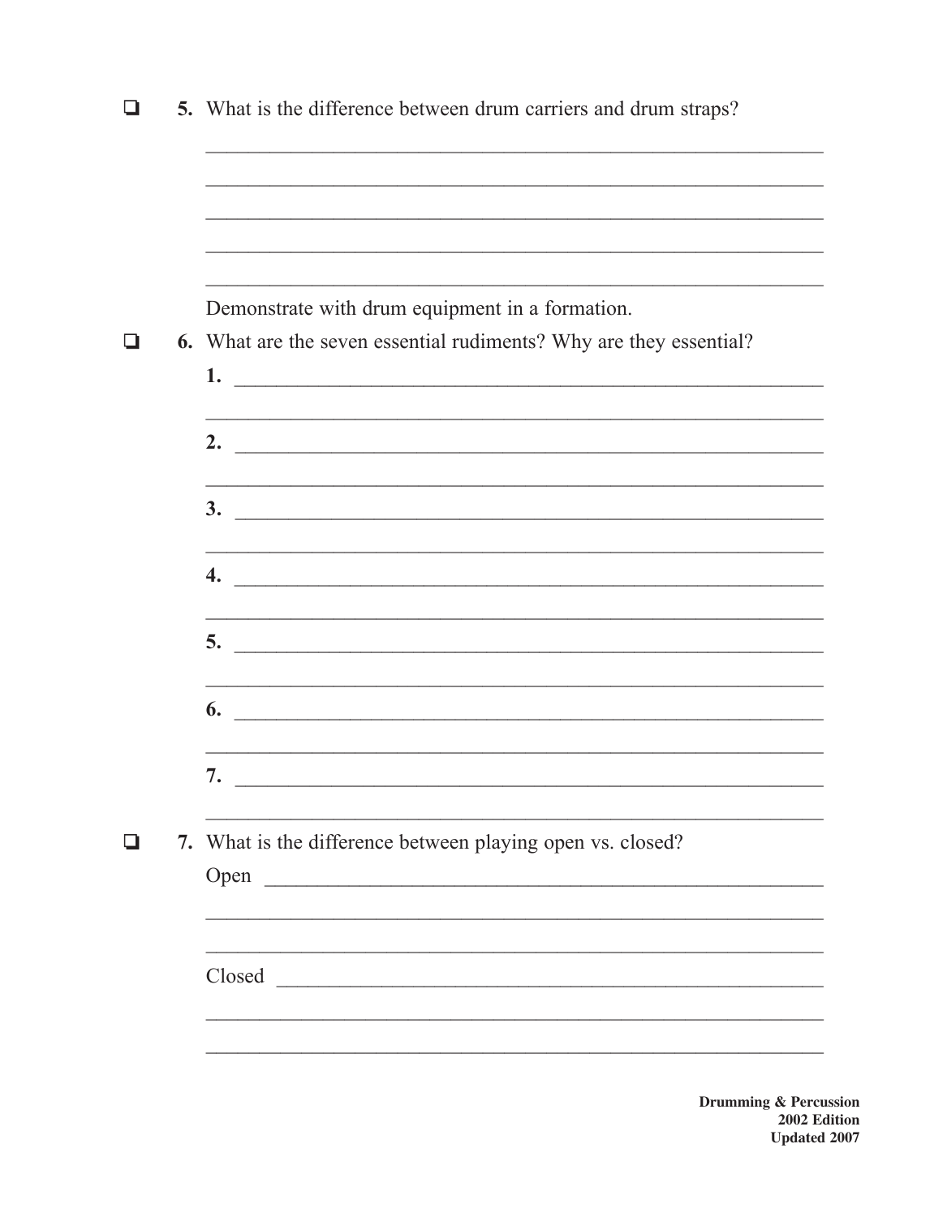- [ ] **5.** What is the difference between drum carriers and drum straps?

  ____________________________________________________________

  ____________________________________________________________

  ____________________________________________________________

  ____________________________________________________________

  ____________________________________________________________

  Demonstrate with drum equipment in a formation.

- [ ] **6.** What are the seven essential rudiments? Why are they essential?

  **1.** ____________________________________________________________

  ____________________________________________________________

  **2.** ____________________________________________________________

  ____________________________________________________________

  **3.** ____________________________________________________________

  ____________________________________________________________

  **4.** ____________________________________________________________

  ____________________________________________________________

  **5.** ____________________________________________________________

  ____________________________________________________________

  **6.** ____________________________________________________________

  ____________________________________________________________

  **7.** ____________________________________________________________

  ____________________________________________________________

- [ ] **7.** What is the difference between playing open vs. closed?

  Open ____________________________________________________________

  ____________________________________________________________

  ____________________________________________________________

  Closed ____________________________________________________________

  ____________________________________________________________

  ____________________________________________________________

**Drumming & Percussion**
**2002 Edition**
**Updated 2007**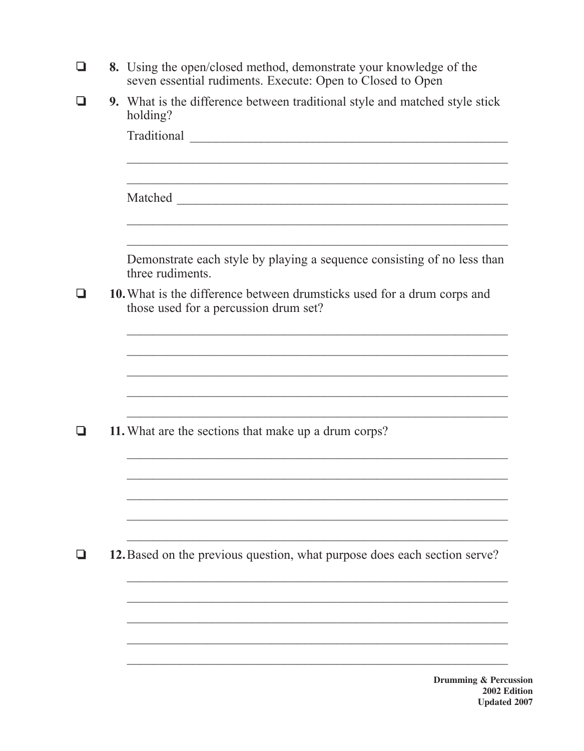- [ ] **8.** Using the open/closed method, demonstrate your knowledge of the seven essential rudiments. Execute: Open to Closed to Open

- [ ] **9.** What is the difference between traditional style and matched style stick holding?

  Traditional ____________________________________________

  ____________________________________________

  ____________________________________________

  Matched ____________________________________________

  ____________________________________________

  ____________________________________________

  Demonstrate each style by playing a sequence consisting of no less than three rudiments.

- [ ] **10.** What is the difference between drumsticks used for a drum corps and those used for a percussion drum set?

  ____________________________________________

  ____________________________________________

  ____________________________________________

  ____________________________________________

  ____________________________________________

- [ ] **11.** What are the sections that make up a drum corps?

  ____________________________________________

  ____________________________________________

  ____________________________________________

  ____________________________________________

  ____________________________________________

- [ ] **12.** Based on the previous question, what purpose does each section serve?

  ____________________________________________

  ____________________________________________

  ____________________________________________

  ____________________________________________

  ____________________________________________

**Drumming & Percussion**
**2002 Edition**
**Updated 2007**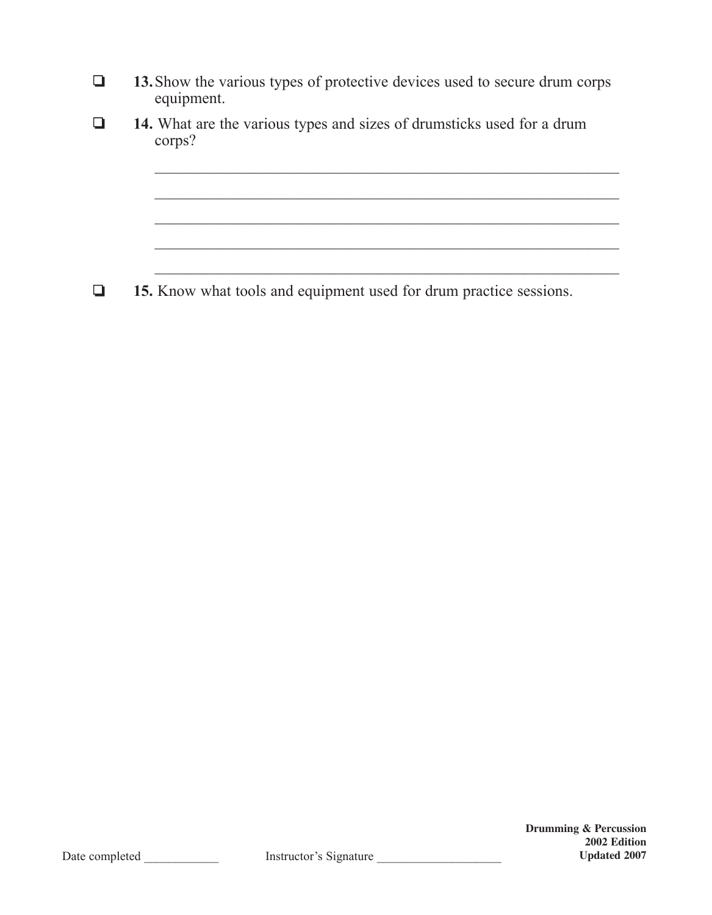- ❑ **13.** Show the various types of protective devices used to secure drum corps equipment.
- ❑ **14.** What are the various types and sizes of drumsticks used for a drum corps?

  ______________________________________________________________

  ______________________________________________________________

  ______________________________________________________________

  ______________________________________________________________

  ______________________________________________________________

- ❑ **15.** Know what tools and equipment used for drum practice sessions.

Date completed ____________ Instructor's Signature ____________________

**Drumming & Percussion**
**2002 Edition**
**Updated 2007**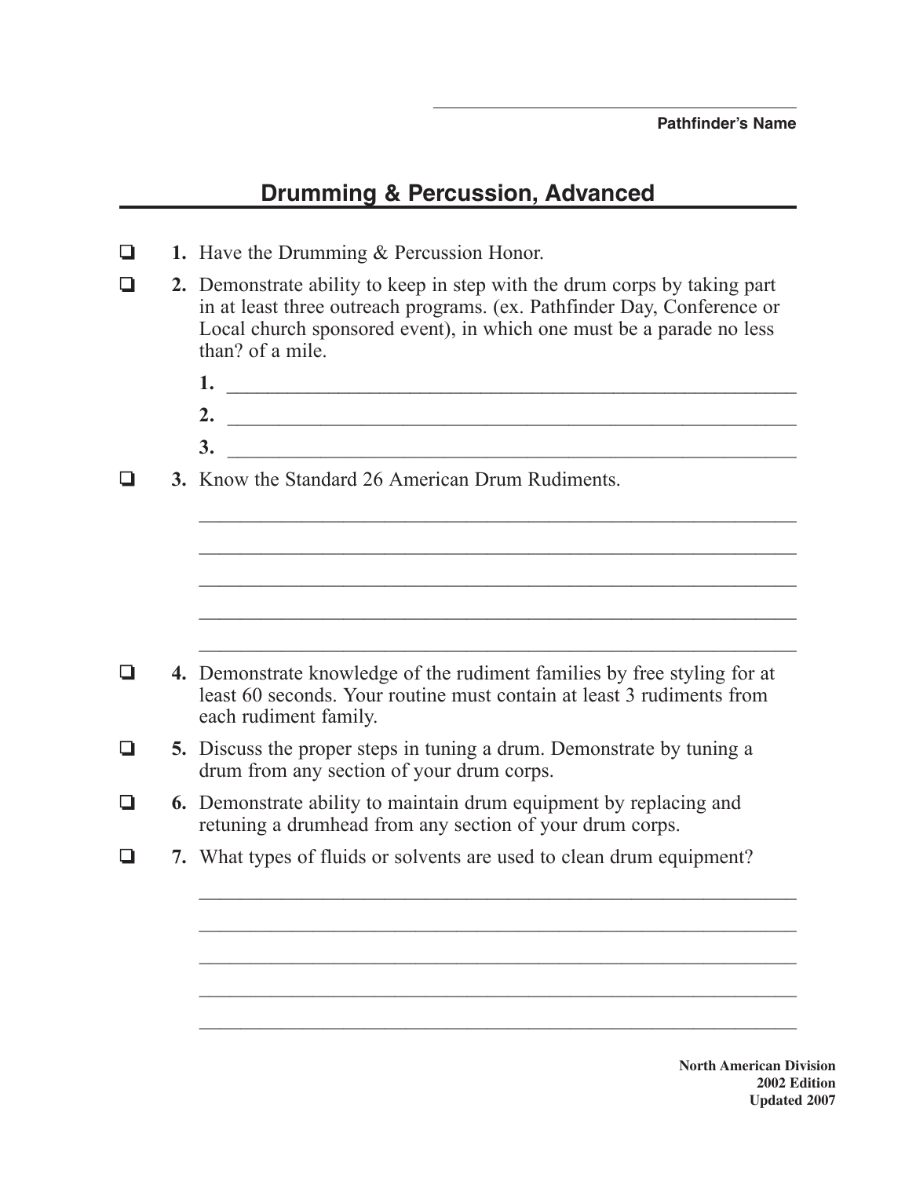______________________________
**Pathfinder's Name**

## Drumming & Percussion, Advanced

- ❑ **1.** Have the Drumming & Percussion Honor.
- ❑ **2.** Demonstrate ability to keep in step with the drum corps by taking part in at least three outreach programs. (ex. Pathfinder Day, Conference or Local church sponsored event), in which one must be a parade no less than? of a mile.

  **1.** ______________________________________________

  **2.** ______________________________________________

  **3.** ______________________________________________

- ❑ **3.** Know the Standard 26 American Drum Rudiments.

  ______________________________________________

  ______________________________________________

  ______________________________________________

  ______________________________________________

  ______________________________________________

- ❑ **4.** Demonstrate knowledge of the rudiment families by free styling for at least 60 seconds. Your routine must contain at least 3 rudiments from each rudiment family.
- ❑ **5.** Discuss the proper steps in tuning a drum. Demonstrate by tuning a drum from any section of your drum corps.
- ❑ **6.** Demonstrate ability to maintain drum equipment by replacing and retuning a drumhead from any section of your drum corps.
- ❑ **7.** What types of fluids or solvents are used to clean drum equipment?

  ______________________________________________

  ______________________________________________

  ______________________________________________

  ______________________________________________

  ______________________________________________

**North American Division**
**2002 Edition**
**Updated 2007**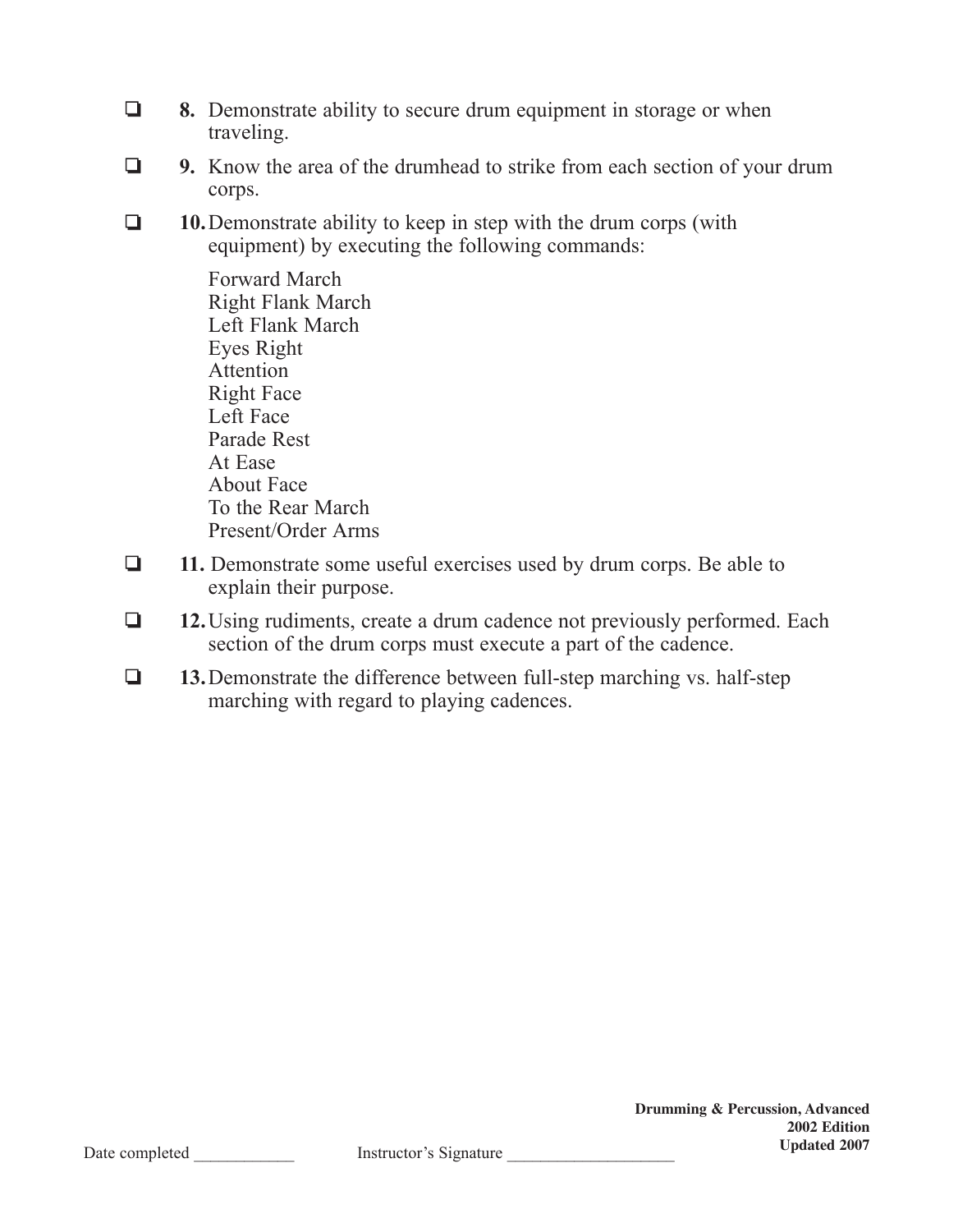- ❑ **8.** Demonstrate ability to secure drum equipment in storage or when traveling.
- ❑ **9.** Know the area of the drumhead to strike from each section of your drum corps.
- ❑ **10.** Demonstrate ability to keep in step with the drum corps (with equipment) by executing the following commands:

  Forward March  
  Right Flank March  
  Left Flank March  
  Eyes Right  
  Attention  
  Right Face  
  Left Face  
  Parade Rest  
  At Ease  
  About Face  
  To the Rear March  
  Present/Order Arms

- ❑ **11.** Demonstrate some useful exercises used by drum corps. Be able to explain their purpose.
- ❑ **12.** Using rudiments, create a drum cadence not previously performed. Each section of the drum corps must execute a part of the cadence.
- ❑ **13.** Demonstrate the difference between full-step marching vs. half-step marching with regard to playing cadences.

Date completed ____________ Instructor's Signature ____________________

**Drumming & Percussion, Advanced**  
**2002 Edition**  
**Updated 2007**